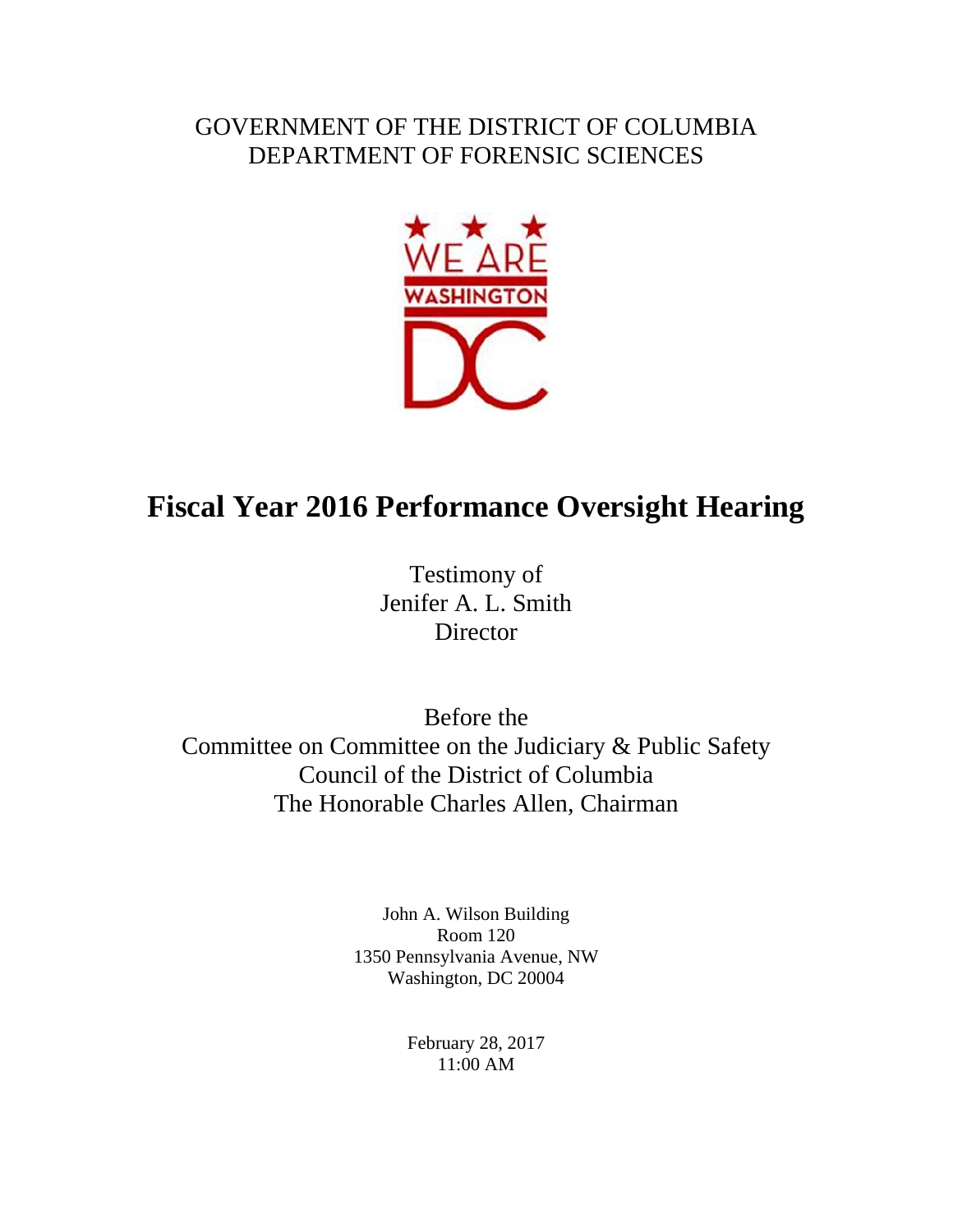GOVERNMENT OF THE DISTRICT OF COLUMBIA
DEPARTMENT OF FORENSIC SCIENCES

# Fiscal Year 2016 Performance Oversight Hearing

Testimony of
Jenifer A. L. Smith
Director

Before the
Committee on Committee on the Judiciary & Public Safety
Council of the District of Columbia
The Honorable Charles Allen, Chairman

John A. Wilson Building
Room 120
1350 Pennsylvania Avenue, NW
Washington, DC 20004

February 28, 2017
11:00 AM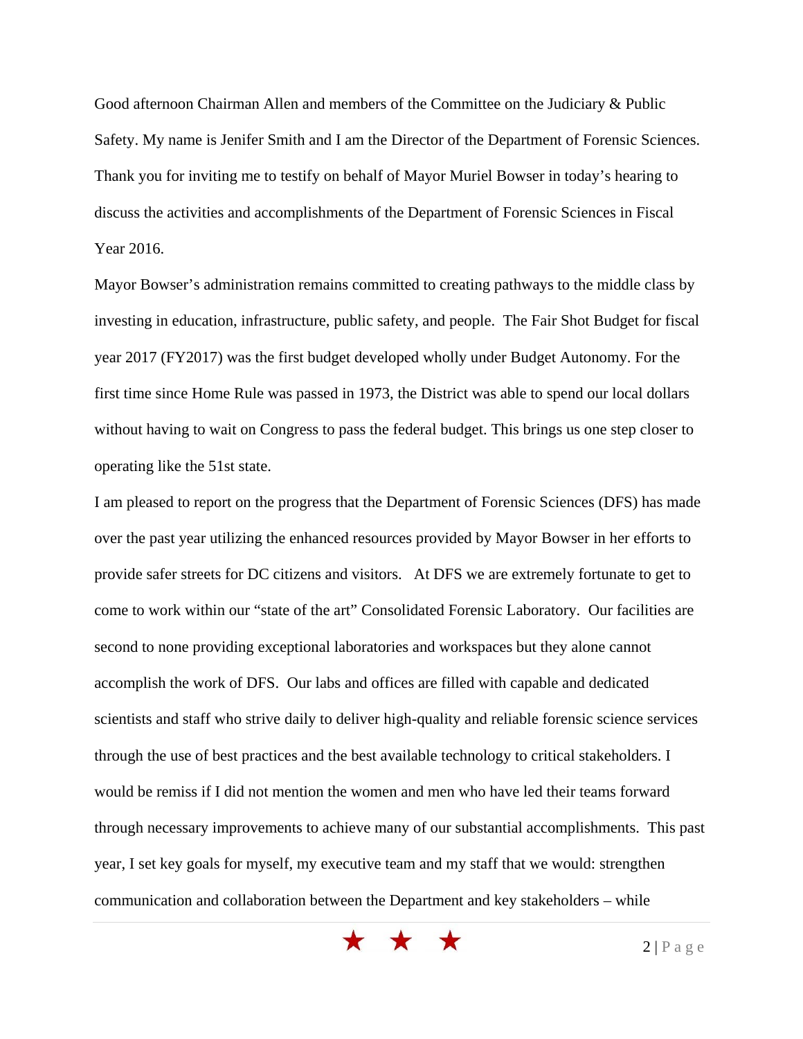Good afternoon Chairman Allen and members of the Committee on the Judiciary & Public Safety. My name is Jenifer Smith and I am the Director of the Department of Forensic Sciences. Thank you for inviting me to testify on behalf of Mayor Muriel Bowser in today's hearing to discuss the activities and accomplishments of the Department of Forensic Sciences in Fiscal Year 2016.

Mayor Bowser's administration remains committed to creating pathways to the middle class by investing in education, infrastructure, public safety, and people. The Fair Shot Budget for fiscal year 2017 (FY2017) was the first budget developed wholly under Budget Autonomy. For the first time since Home Rule was passed in 1973, the District was able to spend our local dollars without having to wait on Congress to pass the federal budget. This brings us one step closer to operating like the 51st state.

I am pleased to report on the progress that the Department of Forensic Sciences (DFS) has made over the past year utilizing the enhanced resources provided by Mayor Bowser in her efforts to provide safer streets for DC citizens and visitors. At DFS we are extremely fortunate to get to come to work within our "state of the art" Consolidated Forensic Laboratory. Our facilities are second to none providing exceptional laboratories and workspaces but they alone cannot accomplish the work of DFS. Our labs and offices are filled with capable and dedicated scientists and staff who strive daily to deliver high-quality and reliable forensic science services through the use of best practices and the best available technology to critical stakeholders. I would be remiss if I did not mention the women and men who have led their teams forward through necessary improvements to achieve many of our substantial accomplishments. This past year, I set key goals for myself, my executive team and my staff that we would: strengthen communication and collaboration between the Department and key stakeholders – while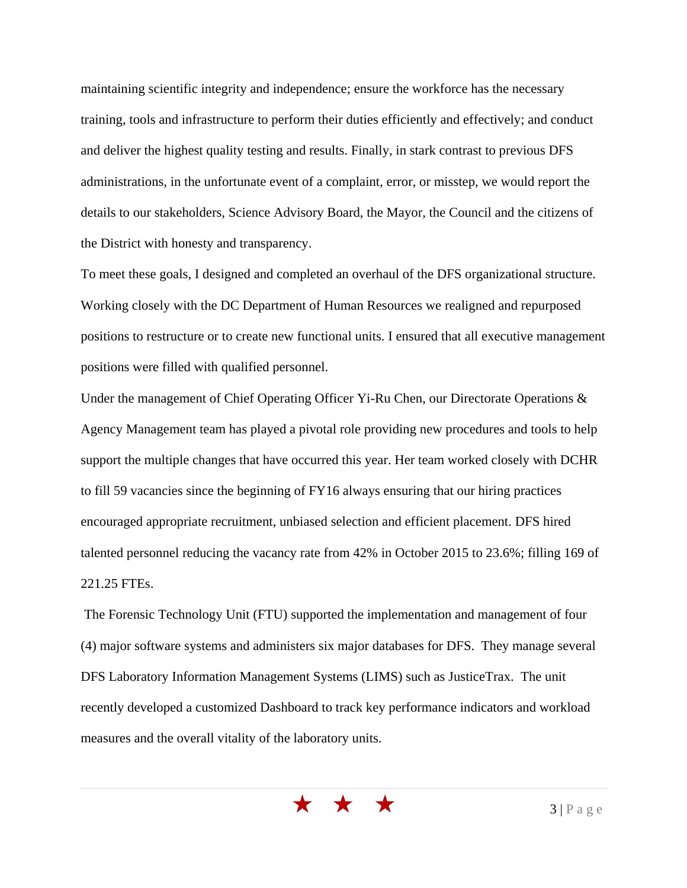maintaining scientific integrity and independence; ensure the workforce has the necessary training, tools and infrastructure to perform their duties efficiently and effectively; and conduct and deliver the highest quality testing and results. Finally, in stark contrast to previous DFS administrations, in the unfortunate event of a complaint, error, or misstep, we would report the details to our stakeholders, Science Advisory Board, the Mayor, the Council and the citizens of the District with honesty and transparency.

To meet these goals, I designed and completed an overhaul of the DFS organizational structure. Working closely with the DC Department of Human Resources we realigned and repurposed positions to restructure or to create new functional units. I ensured that all executive management positions were filled with qualified personnel.

Under the management of Chief Operating Officer Yi-Ru Chen, our Directorate Operations & Agency Management team has played a pivotal role providing new procedures and tools to help support the multiple changes that have occurred this year. Her team worked closely with DCHR to fill 59 vacancies since the beginning of FY16 always ensuring that our hiring practices encouraged appropriate recruitment, unbiased selection and efficient placement. DFS hired talented personnel reducing the vacancy rate from 42% in October 2015 to 23.6%; filling 169 of 221.25 FTEs.

The Forensic Technology Unit (FTU) supported the implementation and management of four (4) major software systems and administers six major databases for DFS. They manage several DFS Laboratory Information Management Systems (LIMS) such as JusticeTrax. The unit recently developed a customized Dashboard to track key performance indicators and workload measures and the overall vitality of the laboratory units.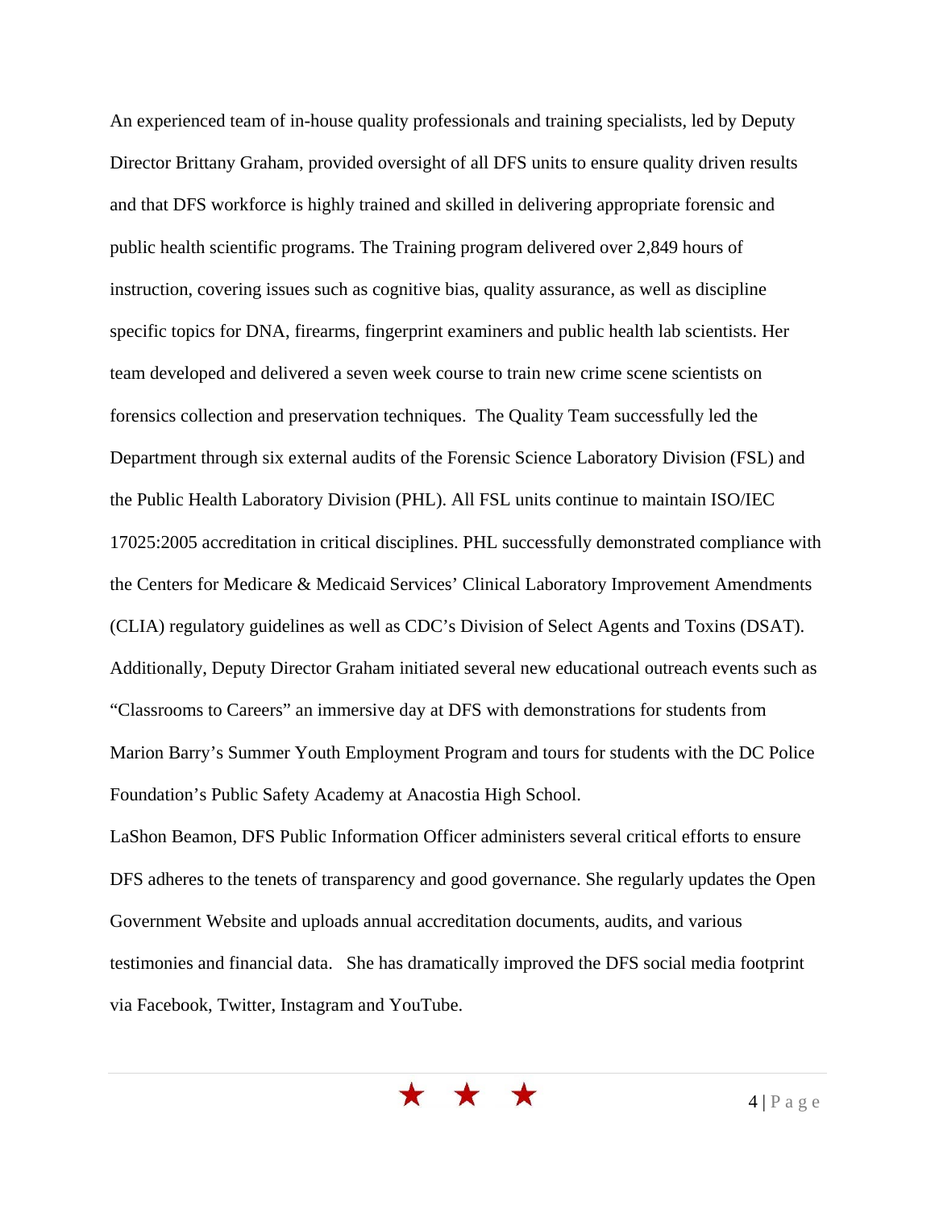An experienced team of in-house quality professionals and training specialists, led by Deputy Director Brittany Graham, provided oversight of all DFS units to ensure quality driven results and that DFS workforce is highly trained and skilled in delivering appropriate forensic and public health scientific programs. The Training program delivered over 2,849 hours of instruction, covering issues such as cognitive bias, quality assurance, as well as discipline specific topics for DNA, firearms, fingerprint examiners and public health lab scientists. Her team developed and delivered a seven week course to train new crime scene scientists on forensics collection and preservation techniques. The Quality Team successfully led the Department through six external audits of the Forensic Science Laboratory Division (FSL) and the Public Health Laboratory Division (PHL). All FSL units continue to maintain ISO/IEC 17025:2005 accreditation in critical disciplines. PHL successfully demonstrated compliance with the Centers for Medicare & Medicaid Services' Clinical Laboratory Improvement Amendments (CLIA) regulatory guidelines as well as CDC's Division of Select Agents and Toxins (DSAT). Additionally, Deputy Director Graham initiated several new educational outreach events such as "Classrooms to Careers" an immersive day at DFS with demonstrations for students from Marion Barry's Summer Youth Employment Program and tours for students with the DC Police Foundation's Public Safety Academy at Anacostia High School.

LaShon Beamon, DFS Public Information Officer administers several critical efforts to ensure DFS adheres to the tenets of transparency and good governance. She regularly updates the Open Government Website and uploads annual accreditation documents, audits, and various testimonies and financial data. She has dramatically improved the DFS social media footprint via Facebook, Twitter, Instagram and YouTube.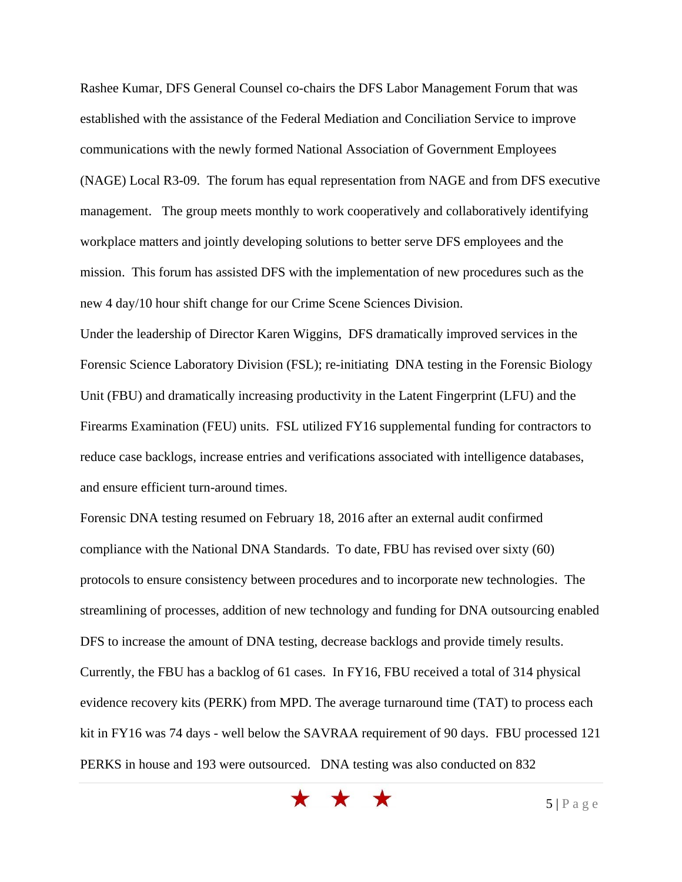Rashee Kumar, DFS General Counsel co-chairs the DFS Labor Management Forum that was established with the assistance of the Federal Mediation and Conciliation Service to improve communications with the newly formed National Association of Government Employees (NAGE) Local R3-09. The forum has equal representation from NAGE and from DFS executive management. The group meets monthly to work cooperatively and collaboratively identifying workplace matters and jointly developing solutions to better serve DFS employees and the mission. This forum has assisted DFS with the implementation of new procedures such as the new 4 day/10 hour shift change for our Crime Scene Sciences Division.

Under the leadership of Director Karen Wiggins, DFS dramatically improved services in the Forensic Science Laboratory Division (FSL); re-initiating DNA testing in the Forensic Biology Unit (FBU) and dramatically increasing productivity in the Latent Fingerprint (LFU) and the Firearms Examination (FEU) units. FSL utilized FY16 supplemental funding for contractors to reduce case backlogs, increase entries and verifications associated with intelligence databases, and ensure efficient turn-around times.

Forensic DNA testing resumed on February 18, 2016 after an external audit confirmed compliance with the National DNA Standards. To date, FBU has revised over sixty (60) protocols to ensure consistency between procedures and to incorporate new technologies. The streamlining of processes, addition of new technology and funding for DNA outsourcing enabled DFS to increase the amount of DNA testing, decrease backlogs and provide timely results. Currently, the FBU has a backlog of 61 cases. In FY16, FBU received a total of 314 physical evidence recovery kits (PERK) from MPD. The average turnaround time (TAT) to process each kit in FY16 was 74 days - well below the SAVRAA requirement of 90 days. FBU processed 121 PERKS in house and 193 were outsourced. DNA testing was also conducted on 832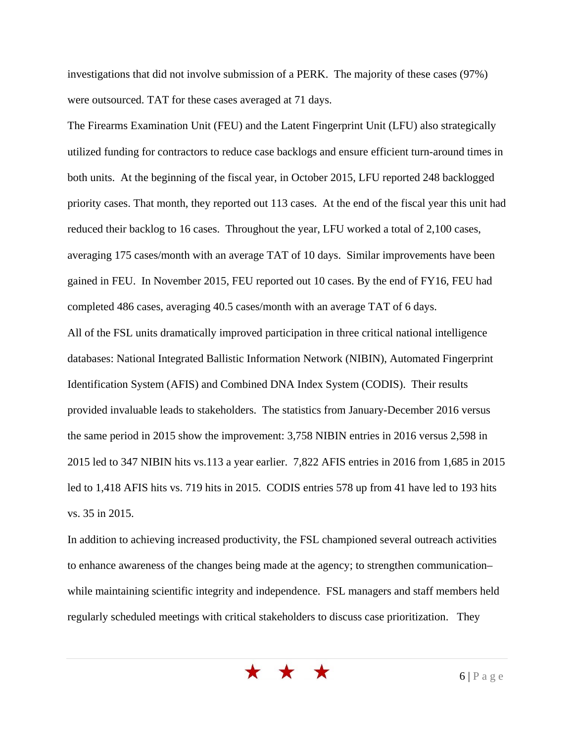investigations that did not involve submission of a PERK. The majority of these cases (97%) were outsourced. TAT for these cases averaged at 71 days.

The Firearms Examination Unit (FEU) and the Latent Fingerprint Unit (LFU) also strategically utilized funding for contractors to reduce case backlogs and ensure efficient turn-around times in both units. At the beginning of the fiscal year, in October 2015, LFU reported 248 backlogged priority cases. That month, they reported out 113 cases. At the end of the fiscal year this unit had reduced their backlog to 16 cases. Throughout the year, LFU worked a total of 2,100 cases, averaging 175 cases/month with an average TAT of 10 days. Similar improvements have been gained in FEU. In November 2015, FEU reported out 10 cases. By the end of FY16, FEU had completed 486 cases, averaging 40.5 cases/month with an average TAT of 6 days.

All of the FSL units dramatically improved participation in three critical national intelligence databases: National Integrated Ballistic Information Network (NIBIN), Automated Fingerprint Identification System (AFIS) and Combined DNA Index System (CODIS). Their results provided invaluable leads to stakeholders. The statistics from January-December 2016 versus the same period in 2015 show the improvement: 3,758 NIBIN entries in 2016 versus 2,598 in 2015 led to 347 NIBIN hits vs.113 a year earlier. 7,822 AFIS entries in 2016 from 1,685 in 2015 led to 1,418 AFIS hits vs. 719 hits in 2015. CODIS entries 578 up from 41 have led to 193 hits vs. 35 in 2015.

In addition to achieving increased productivity, the FSL championed several outreach activities to enhance awareness of the changes being made at the agency; to strengthen communication– while maintaining scientific integrity and independence. FSL managers and staff members held regularly scheduled meetings with critical stakeholders to discuss case prioritization. They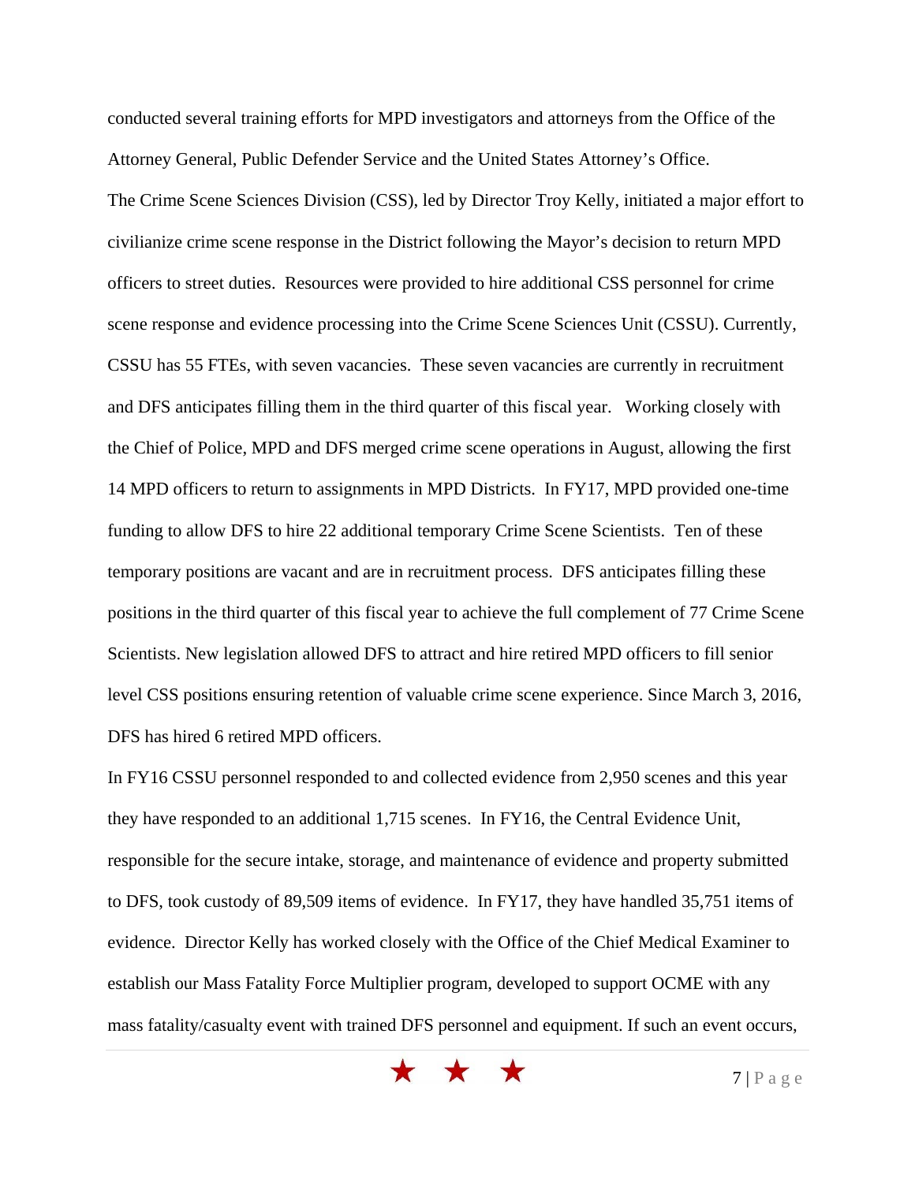conducted several training efforts for MPD investigators and attorneys from the Office of the Attorney General, Public Defender Service and the United States Attorney's Office.

The Crime Scene Sciences Division (CSS), led by Director Troy Kelly, initiated a major effort to civilianize crime scene response in the District following the Mayor's decision to return MPD officers to street duties. Resources were provided to hire additional CSS personnel for crime scene response and evidence processing into the Crime Scene Sciences Unit (CSSU). Currently, CSSU has 55 FTEs, with seven vacancies. These seven vacancies are currently in recruitment and DFS anticipates filling them in the third quarter of this fiscal year. Working closely with the Chief of Police, MPD and DFS merged crime scene operations in August, allowing the first 14 MPD officers to return to assignments in MPD Districts. In FY17, MPD provided one-time funding to allow DFS to hire 22 additional temporary Crime Scene Scientists. Ten of these temporary positions are vacant and are in recruitment process. DFS anticipates filling these positions in the third quarter of this fiscal year to achieve the full complement of 77 Crime Scene Scientists. New legislation allowed DFS to attract and hire retired MPD officers to fill senior level CSS positions ensuring retention of valuable crime scene experience. Since March 3, 2016, DFS has hired 6 retired MPD officers.

In FY16 CSSU personnel responded to and collected evidence from 2,950 scenes and this year they have responded to an additional 1,715 scenes. In FY16, the Central Evidence Unit, responsible for the secure intake, storage, and maintenance of evidence and property submitted to DFS, took custody of 89,509 items of evidence. In FY17, they have handled 35,751 items of evidence. Director Kelly has worked closely with the Office of the Chief Medical Examiner to establish our Mass Fatality Force Multiplier program, developed to support OCME with any mass fatality/casualty event with trained DFS personnel and equipment. If such an event occurs,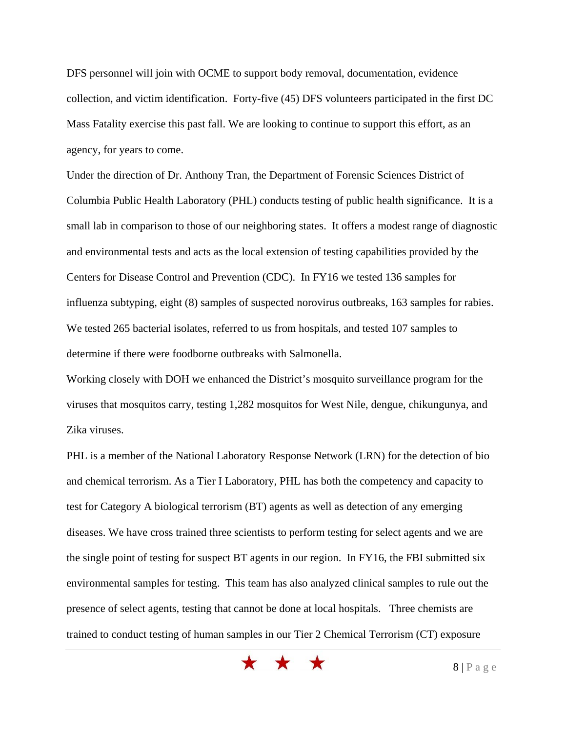DFS personnel will join with OCME to support body removal, documentation, evidence collection, and victim identification. Forty-five (45) DFS volunteers participated in the first DC Mass Fatality exercise this past fall. We are looking to continue to support this effort, as an agency, for years to come.

Under the direction of Dr. Anthony Tran, the Department of Forensic Sciences District of Columbia Public Health Laboratory (PHL) conducts testing of public health significance. It is a small lab in comparison to those of our neighboring states. It offers a modest range of diagnostic and environmental tests and acts as the local extension of testing capabilities provided by the Centers for Disease Control and Prevention (CDC). In FY16 we tested 136 samples for influenza subtyping, eight (8) samples of suspected norovirus outbreaks, 163 samples for rabies. We tested 265 bacterial isolates, referred to us from hospitals, and tested 107 samples to determine if there were foodborne outbreaks with Salmonella.

Working closely with DOH we enhanced the District's mosquito surveillance program for the viruses that mosquitos carry, testing 1,282 mosquitos for West Nile, dengue, chikungunya, and Zika viruses.

PHL is a member of the National Laboratory Response Network (LRN) for the detection of bio and chemical terrorism. As a Tier I Laboratory, PHL has both the competency and capacity to test for Category A biological terrorism (BT) agents as well as detection of any emerging diseases. We have cross trained three scientists to perform testing for select agents and we are the single point of testing for suspect BT agents in our region. In FY16, the FBI submitted six environmental samples for testing. This team has also analyzed clinical samples to rule out the presence of select agents, testing that cannot be done at local hospitals. Three chemists are trained to conduct testing of human samples in our Tier 2 Chemical Terrorism (CT) exposure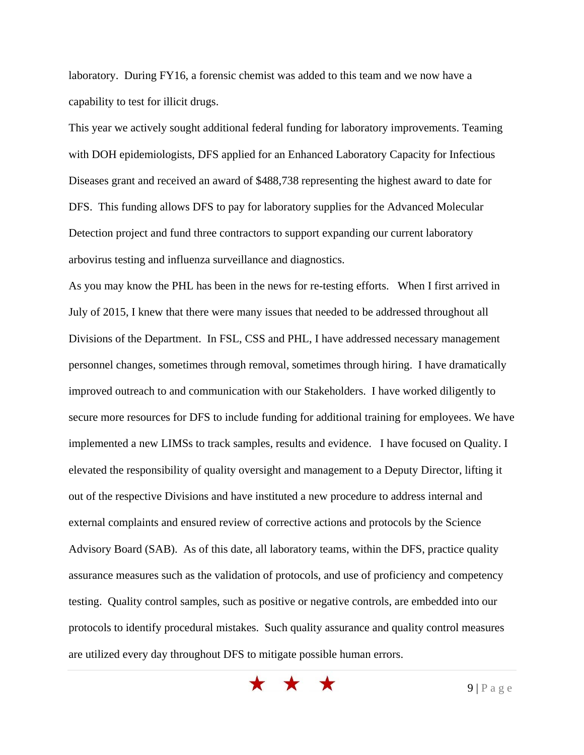laboratory. During FY16, a forensic chemist was added to this team and we now have a capability to test for illicit drugs.

This year we actively sought additional federal funding for laboratory improvements. Teaming with DOH epidemiologists, DFS applied for an Enhanced Laboratory Capacity for Infectious Diseases grant and received an award of $488,738 representing the highest award to date for DFS. This funding allows DFS to pay for laboratory supplies for the Advanced Molecular Detection project and fund three contractors to support expanding our current laboratory arbovirus testing and influenza surveillance and diagnostics.

As you may know the PHL has been in the news for re-testing efforts. When I first arrived in July of 2015, I knew that there were many issues that needed to be addressed throughout all Divisions of the Department. In FSL, CSS and PHL, I have addressed necessary management personnel changes, sometimes through removal, sometimes through hiring. I have dramatically improved outreach to and communication with our Stakeholders. I have worked diligently to secure more resources for DFS to include funding for additional training for employees. We have implemented a new LIMSs to track samples, results and evidence. I have focused on Quality. I elevated the responsibility of quality oversight and management to a Deputy Director, lifting it out of the respective Divisions and have instituted a new procedure to address internal and external complaints and ensured review of corrective actions and protocols by the Science Advisory Board (SAB). As of this date, all laboratory teams, within the DFS, practice quality assurance measures such as the validation of protocols, and use of proficiency and competency testing. Quality control samples, such as positive or negative controls, are embedded into our protocols to identify procedural mistakes. Such quality assurance and quality control measures are utilized every day throughout DFS to mitigate possible human errors.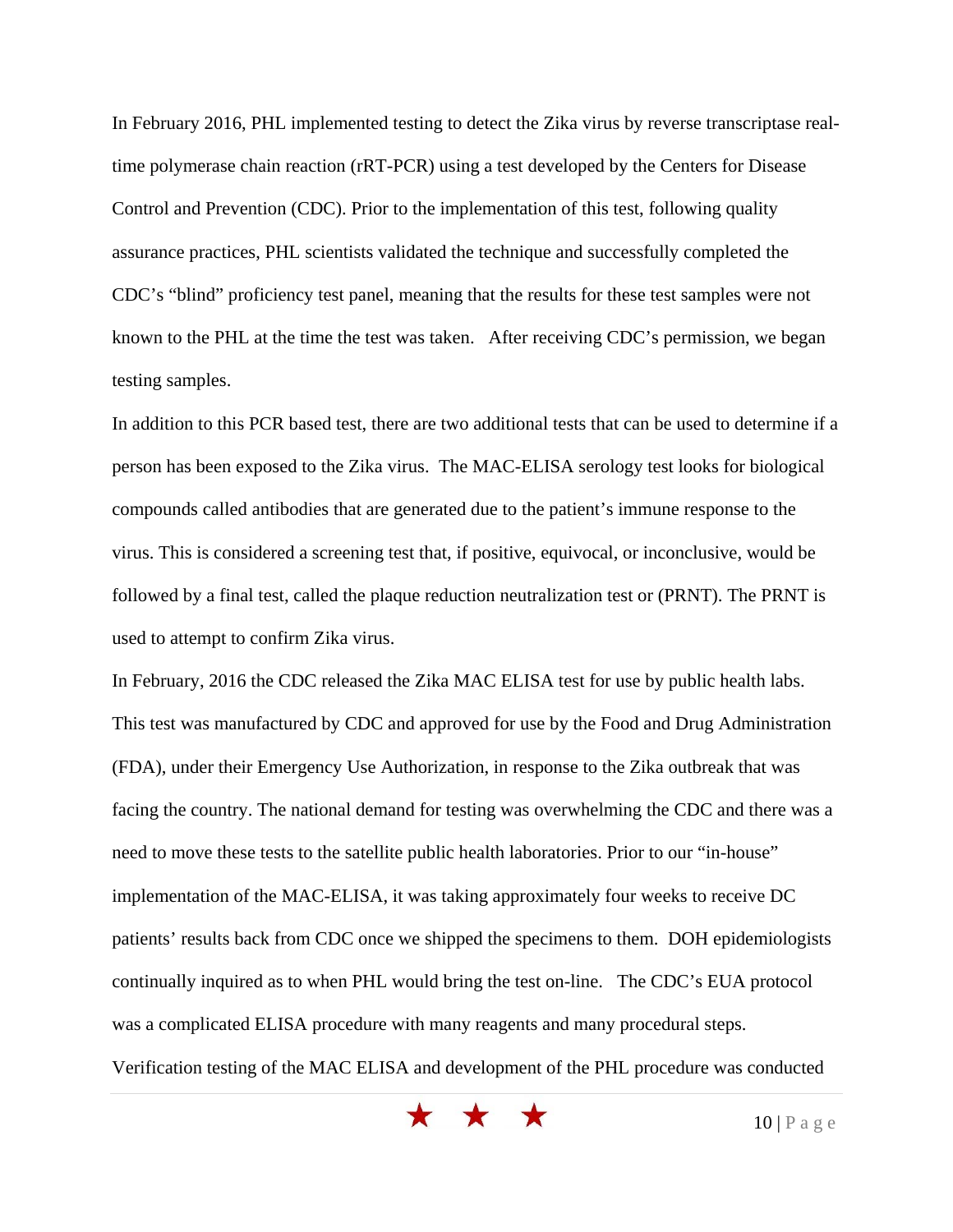In February 2016, PHL implemented testing to detect the Zika virus by reverse transcriptase real-time polymerase chain reaction (rRT-PCR) using a test developed by the Centers for Disease Control and Prevention (CDC). Prior to the implementation of this test, following quality assurance practices, PHL scientists validated the technique and successfully completed the CDC's "blind" proficiency test panel, meaning that the results for these test samples were not known to the PHL at the time the test was taken. After receiving CDC's permission, we began testing samples.

In addition to this PCR based test, there are two additional tests that can be used to determine if a person has been exposed to the Zika virus. The MAC-ELISA serology test looks for biological compounds called antibodies that are generated due to the patient's immune response to the virus. This is considered a screening test that, if positive, equivocal, or inconclusive, would be followed by a final test, called the plaque reduction neutralization test or (PRNT). The PRNT is used to attempt to confirm Zika virus.

In February, 2016 the CDC released the Zika MAC ELISA test for use by public health labs. This test was manufactured by CDC and approved for use by the Food and Drug Administration (FDA), under their Emergency Use Authorization, in response to the Zika outbreak that was facing the country. The national demand for testing was overwhelming the CDC and there was a need to move these tests to the satellite public health laboratories. Prior to our "in-house" implementation of the MAC-ELISA, it was taking approximately four weeks to receive DC patients' results back from CDC once we shipped the specimens to them. DOH epidemiologists continually inquired as to when PHL would bring the test on-line. The CDC's EUA protocol was a complicated ELISA procedure with many reagents and many procedural steps. Verification testing of the MAC ELISA and development of the PHL procedure was conducted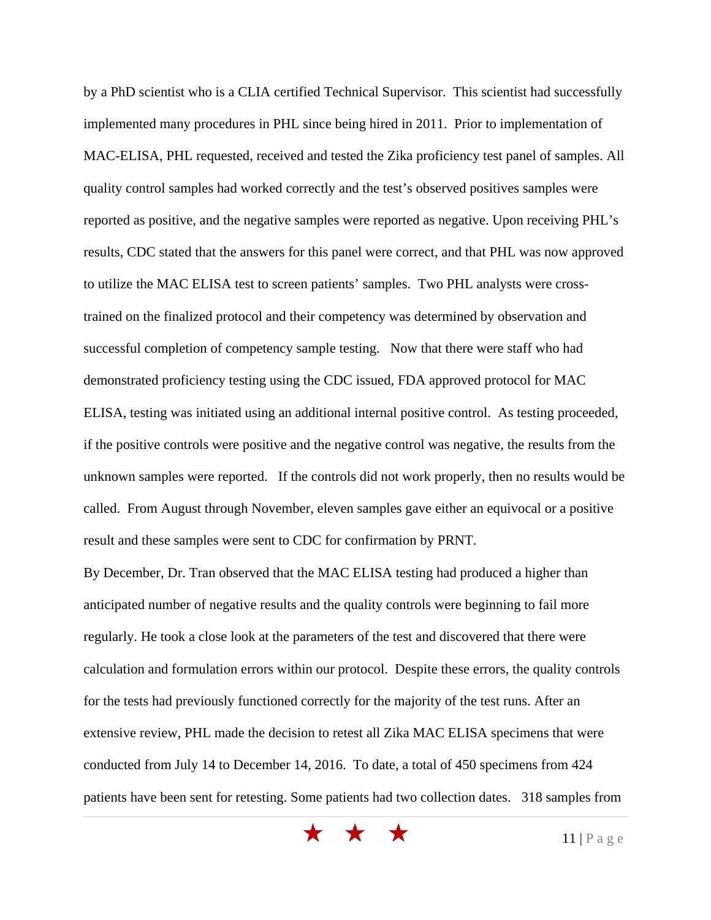by a PhD scientist who is a CLIA certified Technical Supervisor. This scientist had successfully implemented many procedures in PHL since being hired in 2011. Prior to implementation of MAC-ELISA, PHL requested, received and tested the Zika proficiency test panel of samples. All quality control samples had worked correctly and the test's observed positives samples were reported as positive, and the negative samples were reported as negative. Upon receiving PHL's results, CDC stated that the answers for this panel were correct, and that PHL was now approved to utilize the MAC ELISA test to screen patients' samples. Two PHL analysts were cross-trained on the finalized protocol and their competency was determined by observation and successful completion of competency sample testing. Now that there were staff who had demonstrated proficiency testing using the CDC issued, FDA approved protocol for MAC ELISA, testing was initiated using an additional internal positive control. As testing proceeded, if the positive controls were positive and the negative control was negative, the results from the unknown samples were reported. If the controls did not work properly, then no results would be called. From August through November, eleven samples gave either an equivocal or a positive result and these samples were sent to CDC for confirmation by PRNT.

By December, Dr. Tran observed that the MAC ELISA testing had produced a higher than anticipated number of negative results and the quality controls were beginning to fail more regularly. He took a close look at the parameters of the test and discovered that there were calculation and formulation errors within our protocol. Despite these errors, the quality controls for the tests had previously functioned correctly for the majority of the test runs. After an extensive review, PHL made the decision to retest all Zika MAC ELISA specimens that were conducted from July 14 to December 14, 2016. To date, a total of 450 specimens from 424 patients have been sent for retesting. Some patients had two collection dates. 318 samples from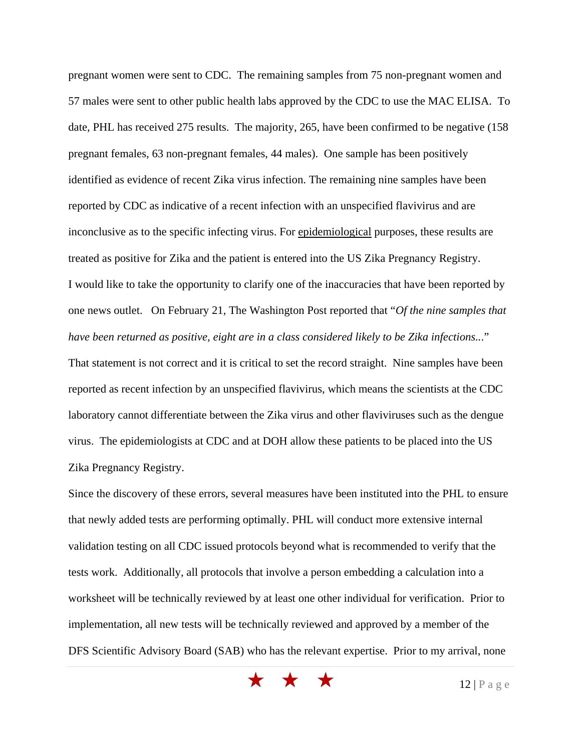pregnant women were sent to CDC. The remaining samples from 75 non-pregnant women and 57 males were sent to other public health labs approved by the CDC to use the MAC ELISA. To date, PHL has received 275 results. The majority, 265, have been confirmed to be negative (158 pregnant females, 63 non-pregnant females, 44 males). One sample has been positively identified as evidence of recent Zika virus infection. The remaining nine samples have been reported by CDC as indicative of a recent infection with an unspecified flavivirus and are inconclusive as to the specific infecting virus. For epidemiological purposes, these results are treated as positive for Zika and the patient is entered into the US Zika Pregnancy Registry.

I would like to take the opportunity to clarify one of the inaccuracies that have been reported by one news outlet. On February 21, The Washington Post reported that "*Of the nine samples that have been returned as positive, eight are in a class considered likely to be Zika infections...*" That statement is not correct and it is critical to set the record straight. Nine samples have been reported as recent infection by an unspecified flavivirus, which means the scientists at the CDC laboratory cannot differentiate between the Zika virus and other flaviviruses such as the dengue virus. The epidemiologists at CDC and at DOH allow these patients to be placed into the US Zika Pregnancy Registry.

Since the discovery of these errors, several measures have been instituted into the PHL to ensure that newly added tests are performing optimally. PHL will conduct more extensive internal validation testing on all CDC issued protocols beyond what is recommended to verify that the tests work. Additionally, all protocols that involve a person embedding a calculation into a worksheet will be technically reviewed by at least one other individual for verification. Prior to implementation, all new tests will be technically reviewed and approved by a member of the DFS Scientific Advisory Board (SAB) who has the relevant expertise. Prior to my arrival, none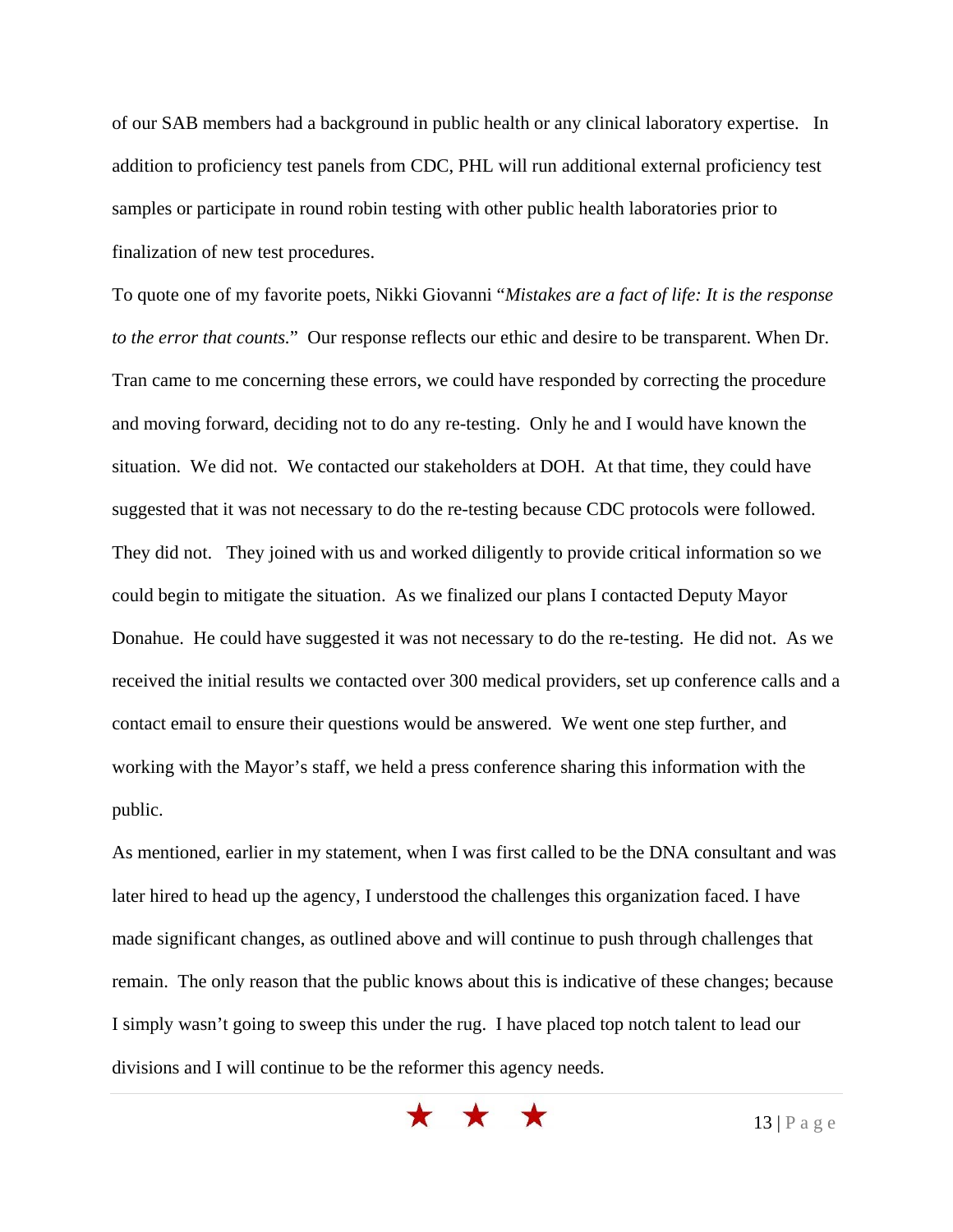of our SAB members had a background in public health or any clinical laboratory expertise. In addition to proficiency test panels from CDC, PHL will run additional external proficiency test samples or participate in round robin testing with other public health laboratories prior to finalization of new test procedures.

To quote one of my favorite poets, Nikki Giovanni "*Mistakes are a fact of life: It is the response to the error that counts.*" Our response reflects our ethic and desire to be transparent. When Dr. Tran came to me concerning these errors, we could have responded by correcting the procedure and moving forward, deciding not to do any re-testing. Only he and I would have known the situation. We did not. We contacted our stakeholders at DOH. At that time, they could have suggested that it was not necessary to do the re-testing because CDC protocols were followed. They did not. They joined with us and worked diligently to provide critical information so we could begin to mitigate the situation. As we finalized our plans I contacted Deputy Mayor Donahue. He could have suggested it was not necessary to do the re-testing. He did not. As we received the initial results we contacted over 300 medical providers, set up conference calls and a contact email to ensure their questions would be answered. We went one step further, and working with the Mayor's staff, we held a press conference sharing this information with the public.

As mentioned, earlier in my statement, when I was first called to be the DNA consultant and was later hired to head up the agency, I understood the challenges this organization faced. I have made significant changes, as outlined above and will continue to push through challenges that remain. The only reason that the public knows about this is indicative of these changes; because I simply wasn't going to sweep this under the rug. I have placed top notch talent to lead our divisions and I will continue to be the reformer this agency needs.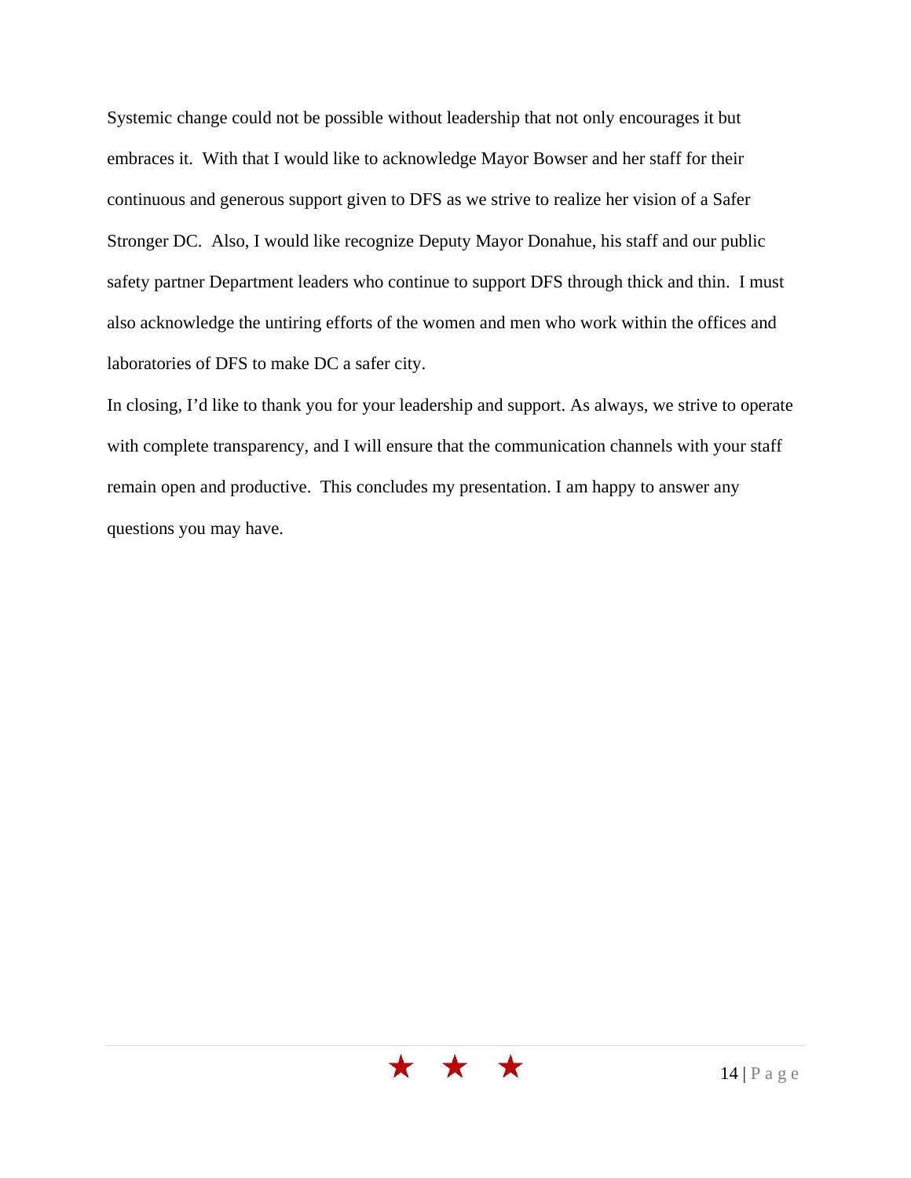Systemic change could not be possible without leadership that not only encourages it but embraces it. With that I would like to acknowledge Mayor Bowser and her staff for their continuous and generous support given to DFS as we strive to realize her vision of a Safer Stronger DC. Also, I would like recognize Deputy Mayor Donahue, his staff and our public safety partner Department leaders who continue to support DFS through thick and thin. I must also acknowledge the untiring efforts of the women and men who work within the offices and laboratories of DFS to make DC a safer city.

In closing, I'd like to thank you for your leadership and support. As always, we strive to operate with complete transparency, and I will ensure that the communication channels with your staff remain open and productive. This concludes my presentation. I am happy to answer any questions you may have.